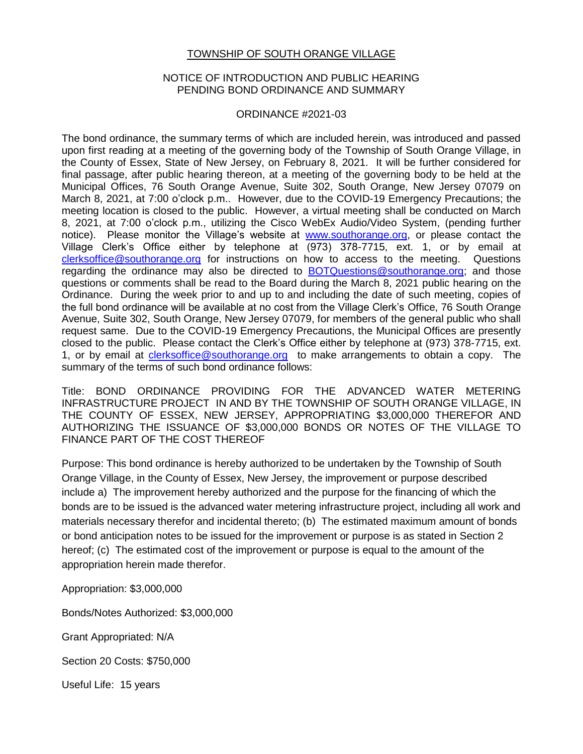# TOWNSHIP OF SOUTH ORANGE VILLAGE

## NOTICE OF INTRODUCTION AND PUBLIC HEARING PENDING BOND ORDINANCE AND SUMMARY

### ORDINANCE #2021-03

The bond ordinance, the summary terms of which are included herein, was introduced and passed upon first reading at a meeting of the governing body of the Township of South Orange Village, in the County of Essex, State of New Jersey, on February 8, 2021. It will be further considered for final passage, after public hearing thereon, at a meeting of the governing body to be held at the Municipal Offices, 76 South Orange Avenue, Suite 302, South Orange, New Jersey 07079 on March 8, 2021, at 7:00 o'clock p.m.. However, due to the COVID-19 Emergency Precautions; the meeting location is closed to the public. However, a virtual meeting shall be conducted on March 8, 2021, at 7:00 o'clock p.m., utilizing the Cisco WebEx Audio/Video System, (pending further notice). Please monitor the Village's website at www.southorange.org, or please contact the Village Clerk's Office either by telephone at (973) 378-7715, ext. 1, or by email at clerksoffice@southorange.org for instructions on how to access to the meeting. Questions regarding the ordinance may also be directed to BOTQuestions@southorange.org; and those questions or comments shall be read to the Board during the March 8, 2021 public hearing on the Ordinance. During the week prior to and up to and including the date of such meeting, copies of the full bond ordinance will be available at no cost from the Village Clerk's Office, 76 South Orange Avenue, Suite 302, South Orange, New Jersey 07079, for members of the general public who shall request same. Due to the COVID-19 Emergency Precautions, the Municipal Offices are presently closed to the public. Please contact the Clerk's Office either by telephone at (973) 378-7715, ext. 1, or by email at clerksoffice@southorange.org to make arrangements to obtain a copy. The summary of the terms of such bond ordinance follows:

Title: BOND ORDINANCE PROVIDING FOR THE ADVANCED WATER METERING INFRASTRUCTURE PROJECT IN AND BY THE TOWNSHIP OF SOUTH ORANGE VILLAGE, IN THE COUNTY OF ESSEX, NEW JERSEY, APPROPRIATING $3,000,000 THEREFOR AND AUTHORIZING THE ISSUANCE OF $3,000,000 BONDS OR NOTES OF THE VILLAGE TO FINANCE PART OF THE COST THEREOF

Purpose: This bond ordinance is hereby authorized to be undertaken by the Township of South Orange Village, in the County of Essex, New Jersey, the improvement or purpose described include a) The improvement hereby authorized and the purpose for the financing of which the bonds are to be issued is the advanced water metering infrastructure project, including all work and materials necessary therefor and incidental thereto; (b) The estimated maximum amount of bonds or bond anticipation notes to be issued for the improvement or purpose is as stated in Section 2 hereof; (c) The estimated cost of the improvement or purpose is equal to the amount of the appropriation herein made therefor.

Appropriation: $3,000,000

Bonds/Notes Authorized: $3,000,000

Grant Appropriated: N/A

Section 20 Costs: $750,000

Useful Life: 15 years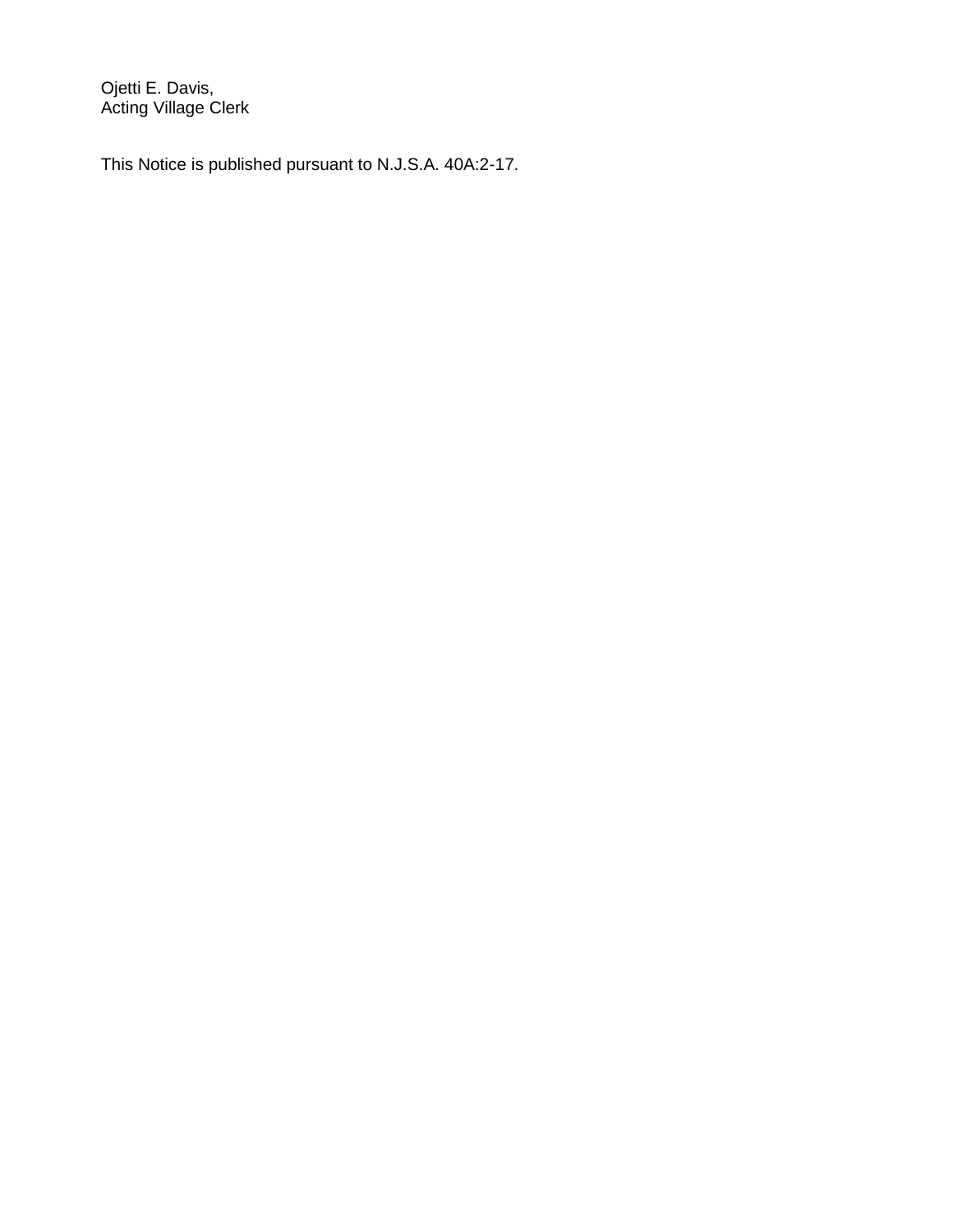Ojetti E. Davis,
Acting Village Clerk

This Notice is published pursuant to N.J.S.A. 40A:2-17.